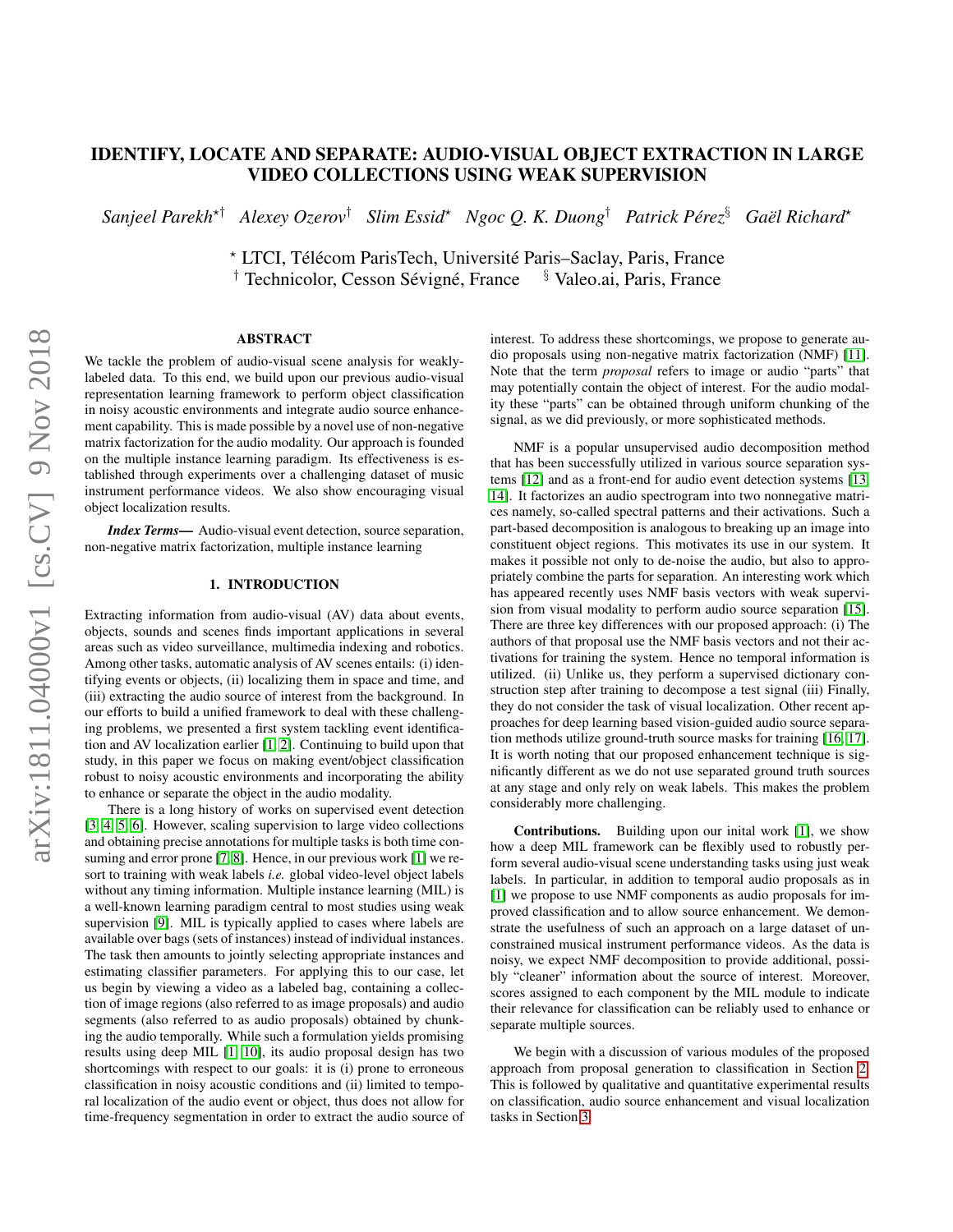# IDENTIFY, LOCATE AND SEPARATE: AUDIO-VISUAL OBJECT EXTRACTION IN LARGE VIDEO COLLECTIONS USING WEAK SUPERVISION

*Sanjeel Parekh*[⋆†] *Alexey Ozerov*[†] *Slim Essid*[⋆] *Ngoc Q. K. Duong*[†] *Patrick Pérez*[§] *Gaël Richard*[⋆]

[⋆] LTCI, Télécom ParisTech, Université Paris–Saclay, Paris, France
[†] Technicolor, Cesson Sévigné, France [§] Valeo.ai, Paris, France

## ABSTRACT

We tackle the problem of audio-visual scene analysis for weakly-labeled data. To this end, we build upon our previous audio-visual representation learning framework to perform object classification in noisy acoustic environments and integrate audio source enhancement capability. This is made possible by a novel use of non-negative matrix factorization for the audio modality. Our approach is founded on the multiple instance learning paradigm. Its effectiveness is established through experiments over a challenging dataset of music instrument performance videos. We also show encouraging visual object localization results.

***Index Terms*—** Audio-visual event detection, source separation, non-negative matrix factorization, multiple instance learning

## 1. INTRODUCTION

Extracting information from audio-visual (AV) data about events, objects, sounds and scenes finds important applications in several areas such as video surveillance, multimedia indexing and robotics. Among other tasks, automatic analysis of AV scenes entails: (i) identifying events or objects, (ii) localizing them in space and time, and (iii) extracting the audio source of interest from the background. In our efforts to build a unified framework to deal with these challenging problems, we presented a first system tackling event identification and AV localization earlier [1, 2]. Continuing to build upon that study, in this paper we focus on making event/object classification robust to noisy acoustic environments and incorporating the ability to enhance or separate the object in the audio modality.

There is a long history of works on supervised event detection [3, 4, 5, 6]. However, scaling supervision to large video collections and obtaining precise annotations for multiple tasks is both time consuming and error prone [7, 8]. Hence, in our previous work [1] we resort to training with weak labels *i.e.* global video-level object labels without any timing information. Multiple instance learning (MIL) is a well-known learning paradigm central to most studies using weak supervision [9]. MIL is typically applied to cases where labels are available over bags (sets of instances) instead of individual instances. The task then amounts to jointly selecting appropriate instances and estimating classifier parameters. For applying this to our case, let us begin by viewing a video as a labeled bag, containing a collection of image regions (also referred to as image proposals) and audio segments (also referred to as audio proposals) obtained by chunking the audio temporally. While such a formulation yields promising results using deep MIL [1, 10], its audio proposal design has two shortcomings with respect to our goals: it is (i) prone to erroneous classification in noisy acoustic conditions and (ii) limited to temporal localization of the audio event or object, thus does not allow for time-frequency segmentation in order to extract the audio source of interest. To address these shortcomings, we propose to generate audio proposals using non-negative matrix factorization (NMF) [11]. Note that the term *proposal* refers to image or audio "parts" that may potentially contain the object of interest. For the audio modality these "parts" can be obtained through uniform chunking of the signal, as we did previously, or more sophisticated methods.

NMF is a popular unsupervised audio decomposition method that has been successfully utilized in various source separation systems [12] and as a front-end for audio event detection systems [13, 14]. It factorizes an audio spectrogram into two nonnegative matrices namely, so-called spectral patterns and their activations. Such a part-based decomposition is analogous to breaking up an image into constituent object regions. This motivates its use in our system. It makes it possible not only to de-noise the audio, but also to appropriately combine the parts for separation. An interesting work which has appeared recently uses NMF basis vectors with weak supervision from visual modality to perform audio source separation [15]. There are three key differences with our proposed approach: (i) The authors of that proposal use the NMF basis vectors and not their activations for training the system. Hence no temporal information is utilized. (ii) Unlike us, they perform a supervised dictionary construction step after training to decompose a test signal (iii) Finally, they do not consider the task of visual localization. Other recent approaches for deep learning based vision-guided audio source separation methods utilize ground-truth source masks for training [16, 17]. It is worth noting that our proposed enhancement technique is significantly different as we do not use separated ground truth sources at any stage and only rely on weak labels. This makes the problem considerably more challenging.

**Contributions.** Building upon our inital work [1], we show how a deep MIL framework can be flexibly used to robustly perform several audio-visual scene understanding tasks using just weak labels. In particular, in addition to temporal audio proposals as in [1] we propose to use NMF components as audio proposals for improved classification and to allow source enhancement. We demonstrate the usefulness of such an approach on a large dataset of unconstrained musical instrument performance videos. As the data is noisy, we expect NMF decomposition to provide additional, possibly "cleaner" information about the source of interest. Moreover, scores assigned to each component by the MIL module to indicate their relevance for classification can be reliably used to enhance or separate multiple sources.

We begin with a discussion of various modules of the proposed approach from proposal generation to classification in Section 2. This is followed by qualitative and quantitative experimental results on classification, audio source enhancement and visual localization tasks in Section 3.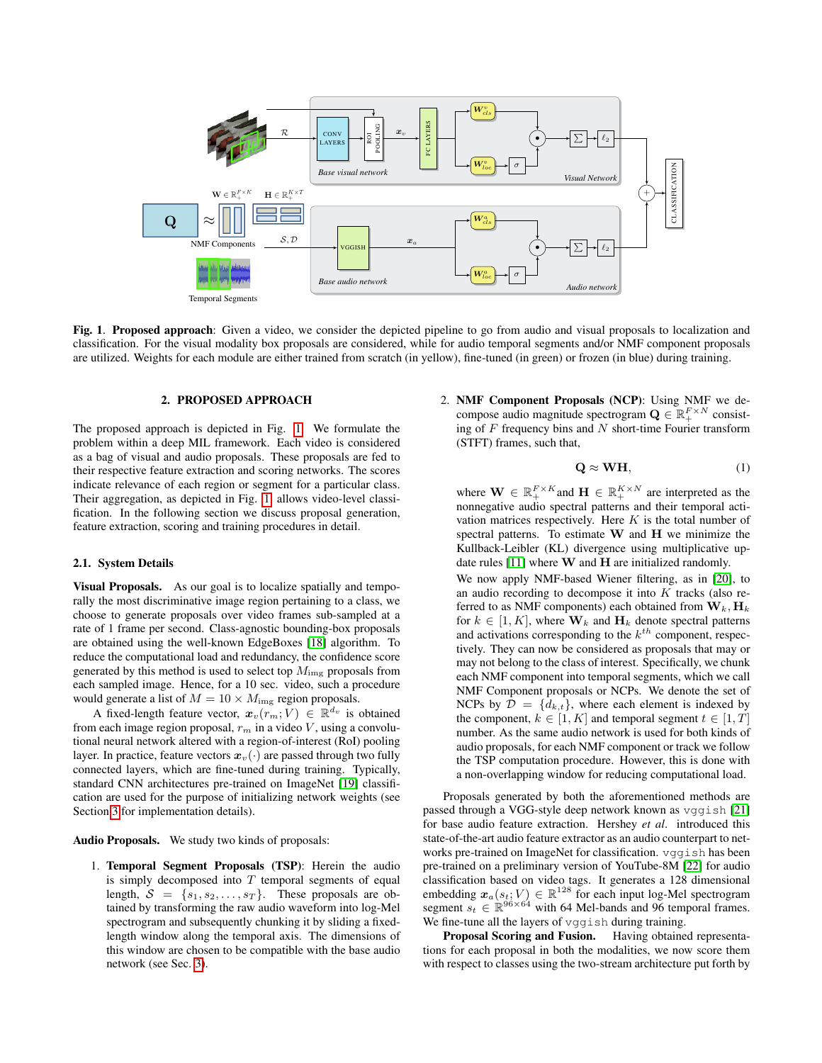Fig. 1. **Proposed approach**: Given a video, we consider the depicted pipeline to go from audio and visual proposals to localization and classification. For the visual modality box proposals are considered, while for audio temporal segments and/or NMF component proposals are utilized. Weights for each module are either trained from scratch (in yellow), fine-tuned (in green) or frozen (in blue) during training.

## 2. PROPOSED APPROACH

The proposed approach is depicted in Fig. 1. We formulate the problem within a deep MIL framework. Each video is considered as a bag of visual and audio proposals. These proposals are fed to their respective feature extraction and scoring networks. The scores indicate relevance of each region or segment for a particular class. Their aggregation, as depicted in Fig. 1, allows video-level classification. In the following section we discuss proposal generation, feature extraction, scoring and training procedures in detail.

### 2.1. System Details

**Visual Proposals.** As our goal is to localize spatially and temporally the most discriminative image region pertaining to a class, we choose to generate proposals over video frames sub-sampled at a rate of 1 frame per second. Class-agnostic bounding-box proposals are obtained using the well-known EdgeBoxes [18] algorithm. To reduce the computational load and redundancy, the confidence score generated by this method is used to select top $M_{\text{img}}$ proposals from each sampled image. Hence, for a 10 sec. video, such a procedure would generate a list of $M = 10 \times M_{\text{img}}$ region proposals.

A fixed-length feature vector, $\boldsymbol{x}_v(r_m; V) \in \mathbb{R}^{d_v}$ is obtained from each image region proposal, $r_m$ in a video $V$, using a convolutional neural network altered with a region-of-interest (RoI) pooling layer. In practice, feature vectors $\boldsymbol{x}_v(\cdot)$ are passed through two fully connected layers, which are fine-tuned during training. Typically, standard CNN architectures pre-trained on ImageNet [19] classification are used for the purpose of initializing network weights (see Section 3 for implementation details).

**Audio Proposals.** We study two kinds of proposals:

1. **Temporal Segment Proposals (TSP)**: Herein the audio is simply decomposed into $T$ temporal segments of equal length, $\mathcal{S} = \{s_1, s_2, \ldots, s_T\}$. These proposals are obtained by transforming the raw audio waveform into log-Mel spectrogram and subsequently chunking it by sliding a fixed-length window along the temporal axis. The dimensions of this window are chosen to be compatible with the base audio network (see Sec. 3).

2. **NMF Component Proposals (NCP)**: Using NMF we decompose audio magnitude spectrogram $\mathbf{Q} \in \mathbb{R}_+^{F \times N}$ consisting of $F$ frequency bins and $N$ short-time Fourier transform (STFT) frames, such that,

$$\mathbf{Q} \approx \mathbf{W}\mathbf{H}, \tag{1}$$

where $\mathbf{W} \in \mathbb{R}_+^{F \times K}$ and $\mathbf{H} \in \mathbb{R}_+^{K \times N}$ are interpreted as the nonnegative audio spectral patterns and their temporal activation matrices respectively. Here $K$ is the total number of spectral patterns. To estimate $\mathbf{W}$ and $\mathbf{H}$ we minimize the Kullback-Leibler (KL) divergence using multiplicative update rules [11] where $\mathbf{W}$ and $\mathbf{H}$ are initialized randomly.

We now apply NMF-based Wiener filtering, as in [20], to an audio recording to decompose it into $K$ tracks (also referred to as NMF components) each obtained from $\mathbf{W}_k, \mathbf{H}_k$ for $k \in [1, K]$, where $\mathbf{W}_k$ and $\mathbf{H}_k$ denote spectral patterns and activations corresponding to the $k^{th}$ component, respectively. They can now be considered as proposals that may or may not belong to the class of interest. Specifically, we chunk each NMF component into temporal segments, which we call NMF Component proposals or NCPs. We denote the set of NCPs by $\mathcal{D} = \{d_{k,t}\}$, where each element is indexed by the component, $k \in [1, K]$ and temporal segment $t \in [1, T]$ number. As the same audio network is used for both kinds of audio proposals, for each NMF component or track we follow the TSP computation procedure. However, this is done with a non-overlapping window for reducing computational load.

Proposals generated by both the aforementioned methods are passed through a VGG-style deep network known as `vggish` [21] for base audio feature extraction. Hershey *et al.* introduced this state-of-the-art audio feature extractor as an audio counterpart to networks pre-trained on ImageNet for classification. `vggish` has been pre-trained on a preliminary version of YouTube-8M [22] for audio classification based on video tags. It generates a 128 dimensional embedding $\boldsymbol{x}_a(s_t; V) \in \mathbb{R}^{128}$ for each input log-Mel spectrogram segment $s_t \in \mathbb{R}^{96 \times 64}$ with 64 Mel-bands and 96 temporal frames. We fine-tune all the layers of `vggish` during training.

**Proposal Scoring and Fusion.** Having obtained representations for each proposal in both the modalities, we now score them with respect to classes using the two-stream architecture put forth by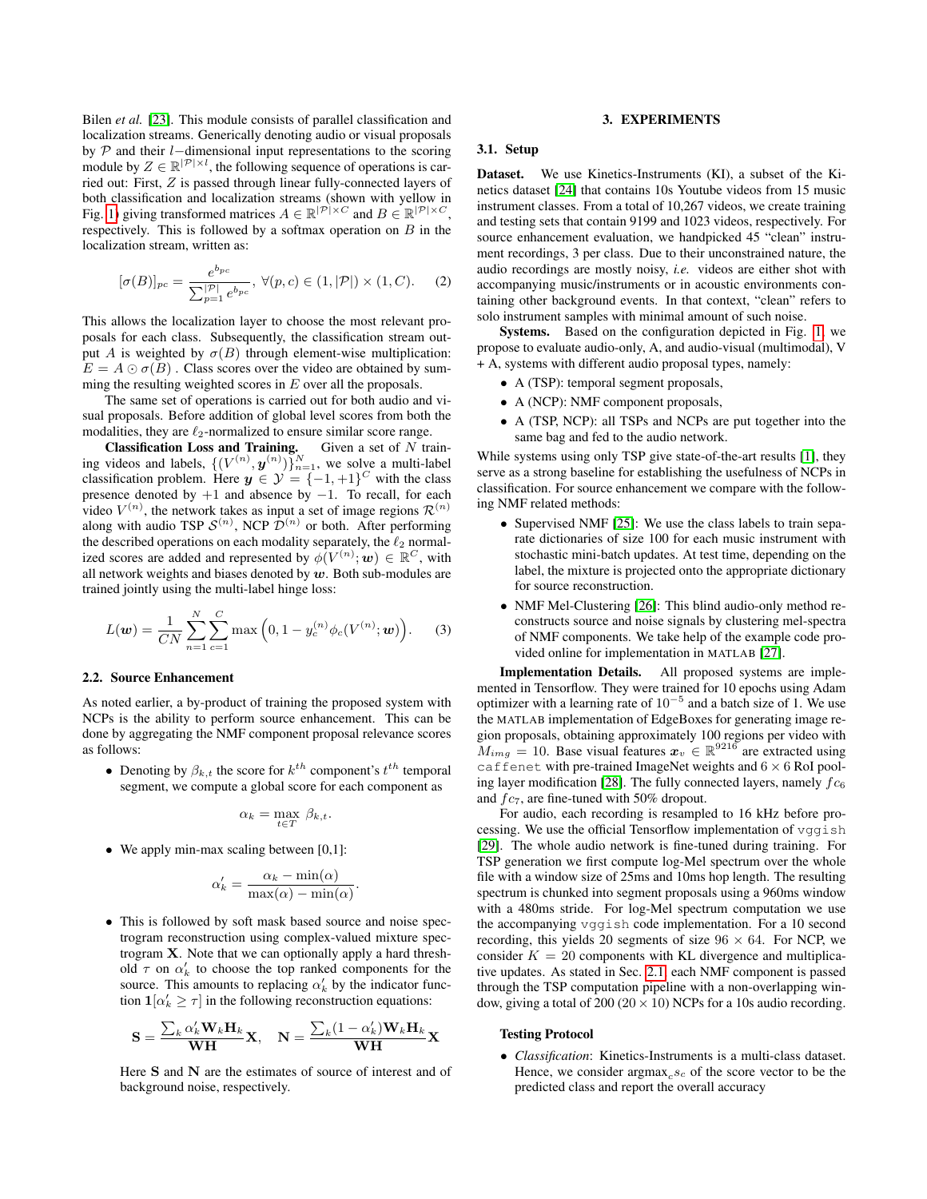Bilen *et al.* [23]. This module consists of parallel classification and localization streams. Generically denoting audio or visual proposals by $\mathcal{P}$ and their $l-$dimensional input representations to the scoring module by $Z \in \mathbb{R}^{|\mathcal{P}| \times l}$, the following sequence of operations is carried out: First, $Z$ is passed through linear fully-connected layers of both classification and localization streams (shown with yellow in Fig. 1) giving transformed matrices $A \in \mathbb{R}^{|\mathcal{P}| \times C}$ and $B \in \mathbb{R}^{|\mathcal{P}| \times C}$, respectively. This is followed by a softmax operation on $B$ in the localization stream, written as:

$$[\sigma(B)]_{pc} = \frac{e^{b_{pc}}}{\sum_{p=1}^{|\mathcal{P}|} e^{b_{pc}}}, \; \forall (p, c) \in (1, |\mathcal{P}|) \times (1, C). \quad (2)$$

This allows the localization layer to choose the most relevant proposals for each class. Subsequently, the classification stream output $A$ is weighted by $\sigma(B)$ through element-wise multiplication: $E = A \odot \sigma(B)$ . Class scores over the video are obtained by summing the resulting weighted scores in $E$ over all the proposals.

The same set of operations is carried out for both audio and visual proposals. Before addition of global level scores from both the modalities, they are $\ell_2$-normalized to ensure similar score range.

**Classification Loss and Training.** Given a set of $N$ training videos and labels, $\{(V^{(n)}, \boldsymbol{y}^{(n)})\}_{n=1}^{N}$, we solve a multi-label classification problem. Here $\boldsymbol{y} \in \mathcal{Y} = \{-1, +1\}^C$ with the class presence denoted by $+1$ and absence by $-1$. To recall, for each video $V^{(n)}$, the network takes as input a set of image regions $\mathcal{R}^{(n)}$ along with audio TSP $\mathcal{S}^{(n)}$, NCP $\mathcal{D}^{(n)}$ or both. After performing the described operations on each modality separately, the $\ell_2$ normalized scores are added and represented by $\phi(V^{(n)}; \boldsymbol{w}) \in \mathbb{R}^C$, with all network weights and biases denoted by $\boldsymbol{w}$. Both sub-modules are trained jointly using the multi-label hinge loss:

$$L(\boldsymbol{w}) = \frac{1}{CN} \sum_{n=1}^{N} \sum_{c=1}^{C} \max\left(0, 1 - y_c^{(n)} \phi_c(V^{(n)}; \boldsymbol{w})\right). \quad (3)$$

### 2.2. Source Enhancement

As noted earlier, a by-product of training the proposed system with NCPs is the ability to perform source enhancement. This can be done by aggregating the NMF component proposal relevance scores as follows:

- Denoting by $\beta_{k,t}$ the score for $k^{th}$ component's $t^{th}$ temporal segment, we compute a global score for each component as

$$\alpha_k = \max_{t \in T} \beta_{k,t}.$$

- We apply min-max scaling between [0,1]:

$$\alpha'_k = \frac{\alpha_k - \min(\alpha)}{\max(\alpha) - \min(\alpha)}.$$

- This is followed by soft mask based source and noise spectrogram reconstruction using complex-valued mixture spectrogram $\mathbf{X}$. Note that we can optionally apply a hard threshold $\tau$ on $\alpha'_k$ to choose the top ranked components for the source. This amounts to replacing $\alpha'_k$ by the indicator function $\mathbf{1}[\alpha'_k \geq \tau]$ in the following reconstruction equations:

$$\mathbf{S} = \frac{\sum_k \alpha'_k \mathbf{W}_k \mathbf{H}_k}{\mathbf{WH}} \mathbf{X}, \quad \mathbf{N} = \frac{\sum_k (1 - \alpha'_k) \mathbf{W}_k \mathbf{H}_k}{\mathbf{WH}} \mathbf{X}$$

Here $\mathbf{S}$ and $\mathbf{N}$ are the estimates of source of interest and of background noise, respectively.

## 3. EXPERIMENTS

### 3.1. Setup

**Dataset.** We use Kinetics-Instruments (KI), a subset of the Kinetics dataset [24] that contains 10s Youtube videos from 15 music instrument classes. From a total of 10,267 videos, we create training and testing sets that contain 9199 and 1023 videos, respectively. For source enhancement evaluation, we handpicked 45 "clean" instrument recordings, 3 per class. Due to their unconstrained nature, the audio recordings are mostly noisy, *i.e.* videos are either shot with accompanying music/instruments or in acoustic environments containing other background events. In that context, "clean" refers to solo instrument samples with minimal amount of such noise.

**Systems.** Based on the configuration depicted in Fig. 1, we propose to evaluate audio-only, A, and audio-visual (multimodal), V + A, systems with different audio proposal types, namely:

- A (TSP): temporal segment proposals,
- A (NCP): NMF component proposals,
- A (TSP, NCP): all TSPs and NCPs are put together into the same bag and fed to the audio network.

While systems using only TSP give state-of-the-art results [1], they serve as a strong baseline for establishing the usefulness of NCPs in classification. For source enhancement we compare with the following NMF related methods:

- Supervised NMF [25]: We use the class labels to train separate dictionaries of size 100 for each music instrument with stochastic mini-batch updates. At test time, depending on the label, the mixture is projected onto the appropriate dictionary for source reconstruction.
- NMF Mel-Clustering [26]: This blind audio-only method reconstructs source and noise signals by clustering mel-spectra of NMF components. We take help of the example code provided online for implementation in MATLAB [27].

**Implementation Details.** All proposed systems are implemented in Tensorflow. They were trained for 10 epochs using Adam optimizer with a learning rate of $10^{-5}$ and a batch size of 1. We use the MATLAB implementation of EdgeBoxes for generating image region proposals, obtaining approximately 100 regions per video with $M_{img} = 10$. Base visual features $\boldsymbol{x}_v \in \mathbb{R}^{9216}$ are extracted using `caffenet` with pre-trained ImageNet weights and $6 \times 6$ RoI pooling layer modification [28]. The fully connected layers, namely $fc_6$ and $fc_7$, are fine-tuned with 50% dropout.

For audio, each recording is resampled to 16 kHz before processing. We use the official Tensorflow implementation of `vggish` [29]. The whole audio network is fine-tuned during training. For TSP generation we first compute log-Mel spectrum over the whole file with a window size of 25ms and 10ms hop length. The resulting spectrum is chunked into segment proposals using a 960ms window with a 480ms stride. For log-Mel spectrum computation we use the accompanying `vggish` code implementation. For a 10 second recording, this yields 20 segments of size $96 \times 64$. For NCP, we consider $K = 20$ components with KL divergence and multiplicative updates. As stated in Sec. 2.1, each NMF component is passed through the TSP computation pipeline with a non-overlapping window, giving a total of 200 ($20 \times 10$) NCPs for a 10s audio recording.

**Testing Protocol**

- *Classification*: Kinetics-Instruments is a multi-class dataset. Hence, we consider $\text{argmax}_c s_c$ of the score vector to be the predicted class and report the overall accuracy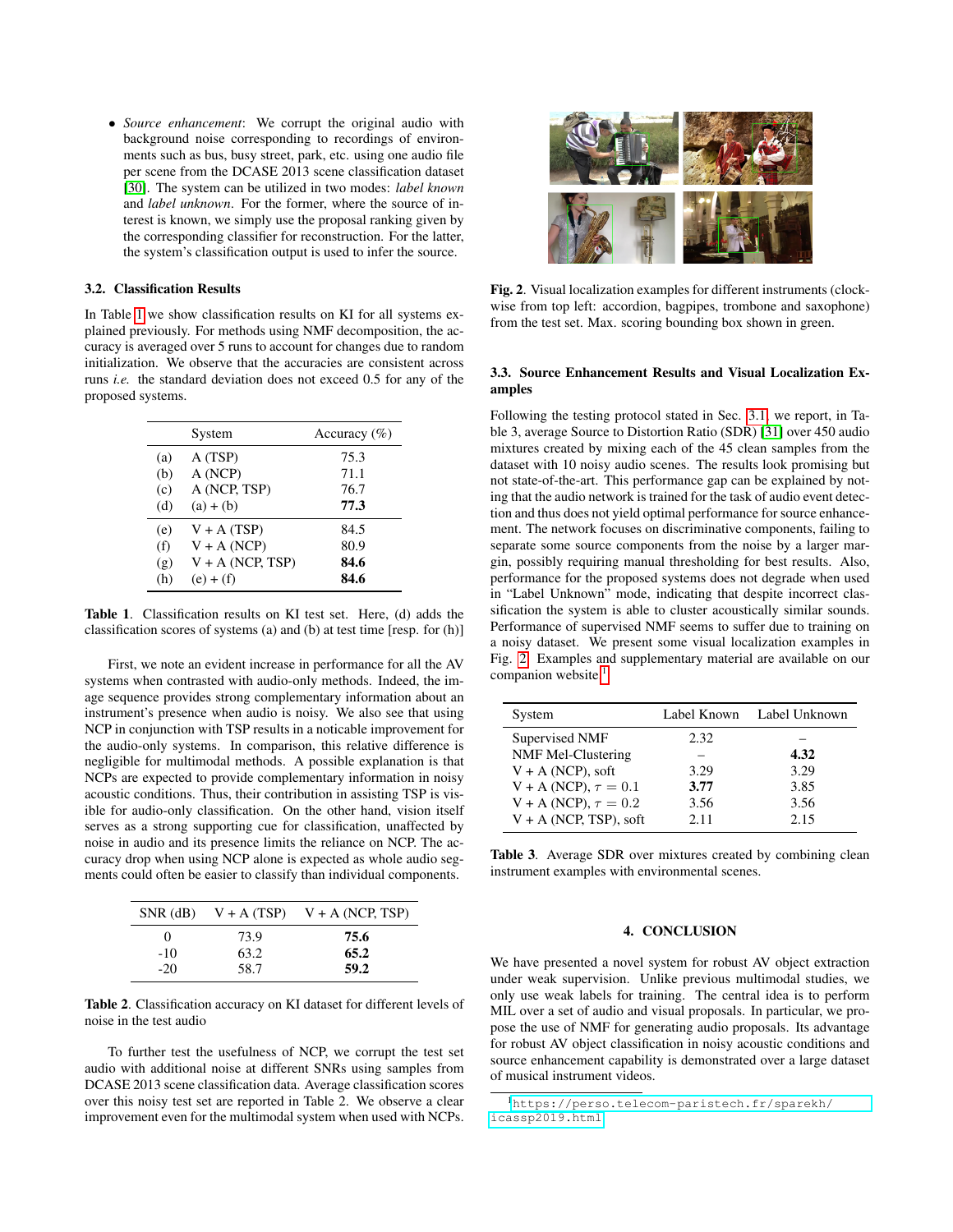- *Source enhancement*: We corrupt the original audio with background noise corresponding to recordings of environments such as bus, busy street, park, etc. using one audio file per scene from the DCASE 2013 scene classification dataset [30]. The system can be utilized in two modes: *label known* and *label unknown*. For the former, where the source of interest is known, we simply use the proposal ranking given by the corresponding classifier for reconstruction. For the latter, the system's classification output is used to infer the source.

### 3.2. Classification Results

In Table 1 we show classification results on KI for all systems explained previously. For methods using NMF decomposition, the accuracy is averaged over 5 runs to account for changes due to random initialization. We observe that the accuracies are consistent across runs *i.e.* the standard deviation does not exceed 0.5 for any of the proposed systems.

| | System | Accuracy (%) |
|---|---|---|
| (a) | A (TSP) | 75.3 |
| (b) | A (NCP) | 71.1 |
| (c) | A (NCP, TSP) | 76.7 |
| (d) | (a) + (b) | **77.3** |
| (e) | V + A (TSP) | 84.5 |
| (f) | V + A (NCP) | 80.9 |
| (g) | V + A (NCP, TSP) | **84.6** |
| (h) | (e) + (f) | **84.6** |

**Table 1**. Classification results on KI test set. Here, (d) adds the classification scores of systems (a) and (b) at test time [resp. for (h)]

First, we note an evident increase in performance for all the AV systems when contrasted with audio-only methods. Indeed, the image sequence provides strong complementary information about an instrument's presence when audio is noisy. We also see that using NCP in conjunction with TSP results in a noticable improvement for the audio-only systems. In comparison, this relative difference is negligible for multimodal methods. A possible explanation is that NCPs are expected to provide complementary information in noisy acoustic conditions. Thus, their contribution in assisting TSP is visible for audio-only classification. On the other hand, vision itself serves as a strong supporting cue for classification, unaffected by noise in audio and its presence limits the reliance on NCP. The accuracy drop when using NCP alone is expected as whole audio segments could often be easier to classify than individual components.

| SNR (dB) | V + A (TSP) | V + A (NCP, TSP) |
|---|---|---|
| 0 | 73.9 | **75.6** |
| -10 | 63.2 | **65.2** |
| -20 | 58.7 | **59.2** |

**Table 2**. Classification accuracy on KI dataset for different levels of noise in the test audio

To further test the usefulness of NCP, we corrupt the test set audio with additional noise at different SNRs using samples from DCASE 2013 scene classification data. Average classification scores over this noisy test set are reported in Table 2. We observe a clear improvement even for the multimodal system when used with NCPs.

**Fig. 2**. Visual localization examples for different instruments (clockwise from top left: accordion, bagpipes, trombone and saxophone) from the test set. Max. scoring bounding box shown in green.

### 3.3. Source Enhancement Results and Visual Localization Examples

Following the testing protocol stated in Sec. 3.1, we report, in Table 3, average Source to Distortion Ratio (SDR) [31] over 450 audio mixtures created by mixing each of the 45 clean samples from the dataset with 10 noisy audio scenes. The results look promising but not state-of-the-art. This performance gap can be explained by noting that the audio network is trained for the task of audio event detection and thus does not yield optimal performance for source enhancement. The network focuses on discriminative components, failing to separate some source components from the noise by a larger margin, possibly requiring manual thresholding for best results. Also, performance for the proposed systems does not degrade when used in "Label Unknown" mode, indicating that despite incorrect classification the system is able to cluster acoustically similar sounds. Performance of supervised NMF seems to suffer due to training on a noisy dataset. We present some visual localization examples in Fig. 2. Examples and supplementary material are available on our companion website [1].

| System | Label Known | Label Unknown |
|---|---|---|
| Supervised NMF | 2.32 | – |
| NMF Mel-Clustering | – | **4.32** |
| V + A (NCP), soft | 3.29 | 3.29 |
| V + A (NCP), $\tau = 0.1$ | **3.77** | 3.85 |
| V + A (NCP), $\tau = 0.2$ | 3.56 | 3.56 |
| V + A (NCP, TSP), soft | 2.11 | 2.15 |

**Table 3**. Average SDR over mixtures created by combining clean instrument examples with environmental scenes.

## 4. CONCLUSION

We have presented a novel system for robust AV object extraction under weak supervision. Unlike previous multimodal studies, we only use weak labels for training. The central idea is to perform MIL over a set of audio and visual proposals. In particular, we propose the use of NMF for generating audio proposals. Its advantage for robust AV object classification in noisy acoustic conditions and source enhancement capability is demonstrated over a large dataset of musical instrument videos.

[1] https://perso.telecom-paristech.fr/sparekh/icassp2019.html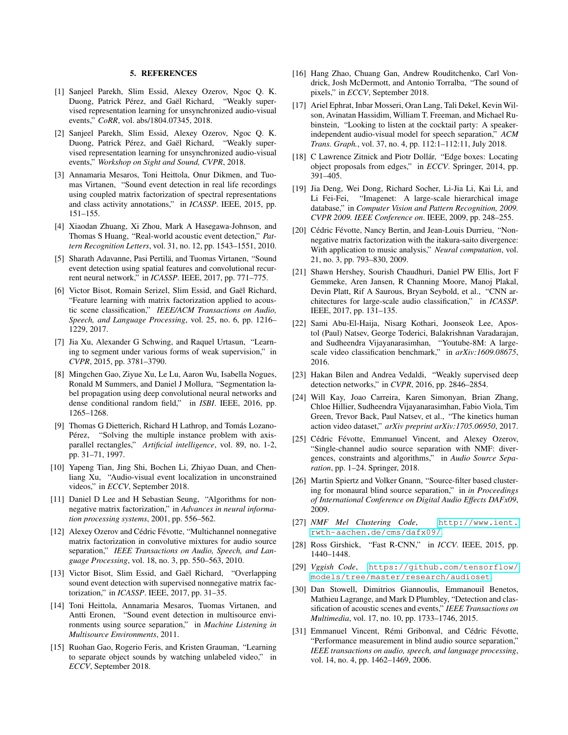## 5. REFERENCES

[1] Sanjeel Parekh, Slim Essid, Alexey Ozerov, Ngoc Q. K. Duong, Patrick Pérez, and Gaël Richard, "Weakly supervised representation learning for unsynchronized audio-visual events," *CoRR*, vol. abs/1804.07345, 2018.

[2] Sanjeel Parekh, Slim Essid, Alexey Ozerov, Ngoc Q. K. Duong, Patrick Pérez, and Gaël Richard, "Weakly supervised representation learning for unsynchronized audio-visual events," *Workshop on Sight and Sound, CVPR*, 2018.

[3] Annamaria Mesaros, Toni Heittola, Onur Dikmen, and Tuomas Virtanen, "Sound event detection in real life recordings using coupled matrix factorization of spectral representations and class activity annotations," in *ICASSP*. IEEE, 2015, pp. 151–155.

[4] Xiaodan Zhuang, Xi Zhou, Mark A Hasegawa-Johnson, and Thomas S Huang, "Real-world acoustic event detection," *Pattern Recognition Letters*, vol. 31, no. 12, pp. 1543–1551, 2010.

[5] Sharath Adavanne, Pasi Pertilä, and Tuomas Virtanen, "Sound event detection using spatial features and convolutional recurrent neural network," in *ICASSP*. IEEE, 2017, pp. 771–775.

[6] Victor Bisot, Romain Serizel, Slim Essid, and Gaël Richard, "Feature learning with matrix factorization applied to acoustic scene classification," *IEEE/ACM Transactions on Audio, Speech, and Language Processing*, vol. 25, no. 6, pp. 1216–1229, 2017.

[7] Jia Xu, Alexander G Schwing, and Raquel Urtasun, "Learning to segment under various forms of weak supervision," in *CVPR*, 2015, pp. 3781–3790.

[8] Mingchen Gao, Ziyue Xu, Le Lu, Aaron Wu, Isabella Nogues, Ronald M Summers, and Daniel J Mollura, "Segmentation label propagation using deep convolutional neural networks and dense conditional random field," in *ISBI*. IEEE, 2016, pp. 1265–1268.

[9] Thomas G Dietterich, Richard H Lathrop, and Tomás Lozano-Pérez, "Solving the multiple instance problem with axis-parallel rectangles," *Artificial intelligence*, vol. 89, no. 1-2, pp. 31–71, 1997.

[10] Yapeng Tian, Jing Shi, Bochen Li, Zhiyao Duan, and Chenliang Xu, "Audio-visual event localization in unconstrained videos," in *ECCV*, September 2018.

[11] Daniel D Lee and H Sebastian Seung, "Algorithms for non-negative matrix factorization," in *Advances in neural information processing systems*, 2001, pp. 556–562.

[12] Alexey Ozerov and Cédric Févotte, "Multichannel nonnegative matrix factorization in convolutive mixtures for audio source separation," *IEEE Transactions on Audio, Speech, and Language Processing*, vol. 18, no. 3, pp. 550–563, 2010.

[13] Victor Bisot, Slim Essid, and Gaël Richard, "Overlapping sound event detection with supervised nonnegative matrix factorization," in *ICASSP*. IEEE, 2017, pp. 31–35.

[14] Toni Heittola, Annamaria Mesaros, Tuomas Virtanen, and Antti Eronen, "Sound event detection in multisource environments using source separation," in *Machine Listening in Multisource Environments*, 2011.

[15] Ruohan Gao, Rogerio Feris, and Kristen Grauman, "Learning to separate object sounds by watching unlabeled video," in *ECCV*, September 2018.

[16] Hang Zhao, Chuang Gan, Andrew Rouditchenko, Carl Vondrick, Josh McDermott, and Antonio Torralba, "The sound of pixels," in *ECCV*, September 2018.

[17] Ariel Ephrat, Inbar Mosseri, Oran Lang, Tali Dekel, Kevin Wilson, Avinatan Hassidim, William T. Freeman, and Michael Rubinstein, "Looking to listen at the cocktail party: A speaker-independent audio-visual model for speech separation," *ACM Trans. Graph.*, vol. 37, no. 4, pp. 112:1–112:11, July 2018.

[18] C Lawrence Zitnick and Piotr Dollár, "Edge boxes: Locating object proposals from edges," in *ECCV*. Springer, 2014, pp. 391–405.

[19] Jia Deng, Wei Dong, Richard Socher, Li-Jia Li, Kai Li, and Li Fei-Fei, "Imagenet: A large-scale hierarchical image database," in *Computer Vision and Pattern Recognition, 2009. CVPR 2009. IEEE Conference on*. IEEE, 2009, pp. 248–255.

[20] Cédric Févotte, Nancy Bertin, and Jean-Louis Durrieu, "Non-negative matrix factorization with the itakura-saito divergence: With application to music analysis," *Neural computation*, vol. 21, no. 3, pp. 793–830, 2009.

[21] Shawn Hershey, Sourish Chaudhuri, Daniel PW Ellis, Jort F Gemmeke, Aren Jansen, R Channing Moore, Manoj Plakal, Devin Platt, Rif A Saurous, Bryan Seybold, et al., "CNN architectures for large-scale audio classification," in *ICASSP*. IEEE, 2017, pp. 131–135.

[22] Sami Abu-El-Haija, Nisarg Kothari, Joonseok Lee, Apostol (Paul) Natsev, George Toderici, Balakrishnan Varadarajan, and Sudheendra Vijayanarasimhan, "Youtube-8M: A large-scale video classification benchmark," in *arXiv:1609.08675*, 2016.

[23] Hakan Bilen and Andrea Vedaldi, "Weakly supervised deep detection networks," in *CVPR*, 2016, pp. 2846–2854.

[24] Will Kay, Joao Carreira, Karen Simonyan, Brian Zhang, Chloe Hillier, Sudheendra Vijayanarasimhan, Fabio Viola, Tim Green, Trevor Back, Paul Natsev, et al., "The kinetics human action video dataset," *arXiv preprint arXiv:1705.06950*, 2017.

[25] Cédric Févotte, Emmanuel Vincent, and Alexey Ozerov, "Single-channel audio source separation with NMF: divergences, constraints and algorithms," in *Audio Source Separation*, pp. 1–24. Springer, 2018.

[26] Martin Spiertz and Volker Gnann, "Source-filter based clustering for monaural blind source separation," in *in Proceedings of International Conference on Digital Audio Effects DAFx09*, 2009.

[27] *NMF Mel Clustering Code*, http://www.ient.rwth-aachen.de/cms/dafx09/.

[28] Ross Girshick, "Fast R-CNN," in *ICCV*. IEEE, 2015, pp. 1440–1448.

[29] *Vggish Code*, https://github.com/tensorflow/models/tree/master/research/audioset.

[30] Dan Stowell, Dimitrios Giannoulis, Emmanouil Benetos, Mathieu Lagrange, and Mark D Plumbley, "Detection and classification of acoustic scenes and events," *IEEE Transactions on Multimedia*, vol. 17, no. 10, pp. 1733–1746, 2015.

[31] Emmanuel Vincent, Rémi Gribonval, and Cédric Févotte, "Performance measurement in blind audio source separation," *IEEE transactions on audio, speech, and language processing*, vol. 14, no. 4, pp. 1462–1469, 2006.